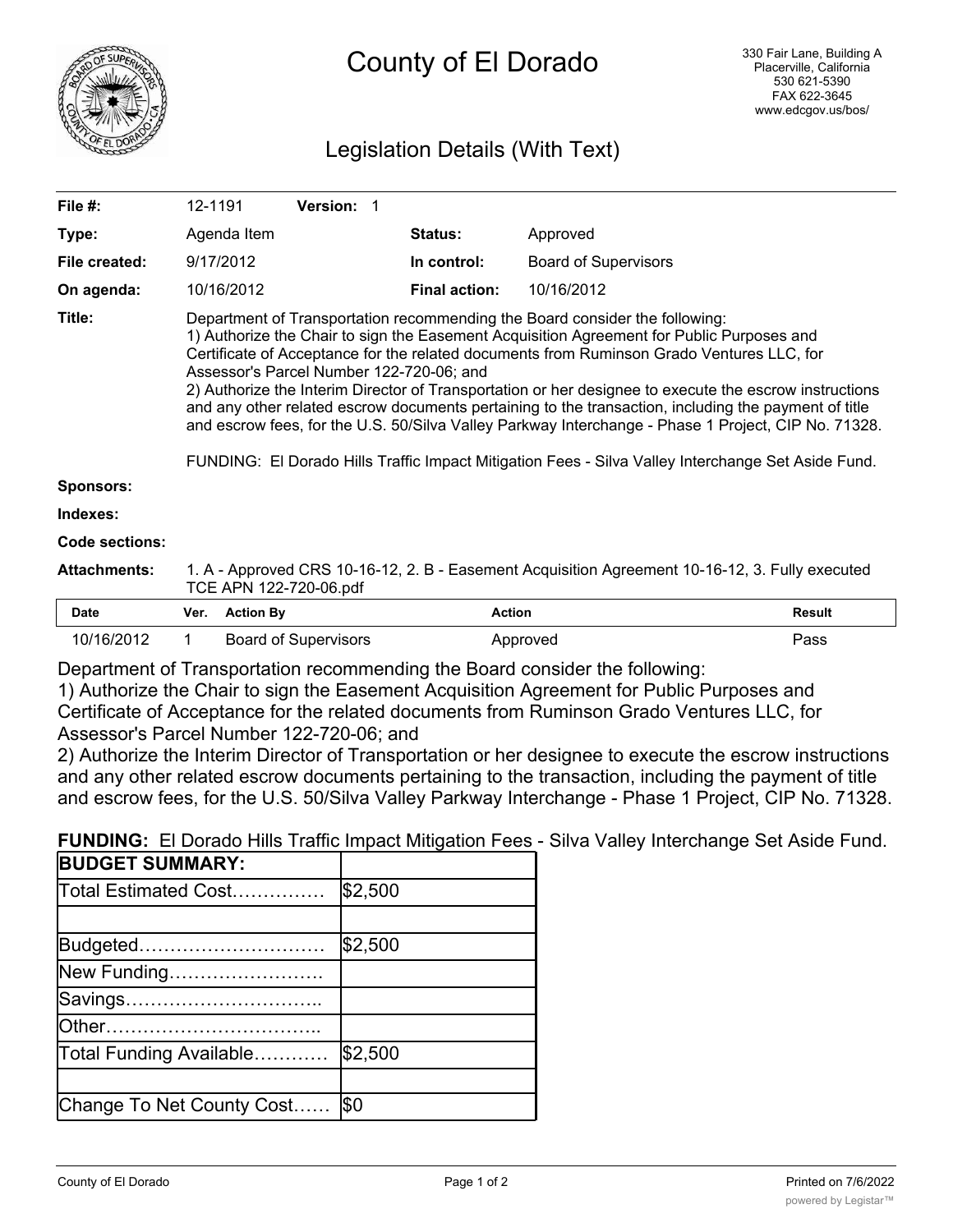# County of El Dorado

330 Fair Lane, Building A
Placerville, California
530 621-5390
FAX 622-3645
www.edcgov.us/bos/

## Legislation Details (With Text)

| | | | |
|---|---|---|---|
| **File #:** | 12-1191 **Version:** 1 | | |
| **Type:** | Agenda Item | **Status:** | Approved |
| **File created:** | 9/17/2012 | **In control:** | Board of Supervisors |
| **On agenda:** | 10/16/2012 | **Final action:** | 10/16/2012 |

**Title:** Department of Transportation recommending the Board consider the following:
1) Authorize the Chair to sign the Easement Acquisition Agreement for Public Purposes and Certificate of Acceptance for the related documents from Ruminson Grado Ventures LLC, for Assessor's Parcel Number 122-720-06; and
2) Authorize the Interim Director of Transportation or her designee to execute the escrow instructions and any other related escrow documents pertaining to the transaction, including the payment of title and escrow fees, for the U.S. 50/Silva Valley Parkway Interchange - Phase 1 Project, CIP No. 71328.

FUNDING: El Dorado Hills Traffic Impact Mitigation Fees - Silva Valley Interchange Set Aside Fund.

**Sponsors:**

**Indexes:**

**Code sections:**

**Attachments:** 1. A - Approved CRS 10-16-12, 2. B - Easement Acquisition Agreement 10-16-12, 3. Fully executed TCE APN 122-720-06.pdf

| Date | Ver. | Action By | Action | Result |
|---|---|---|---|---|
| 10/16/2012 | 1 | Board of Supervisors | Approved | Pass |

Department of Transportation recommending the Board consider the following:
1) Authorize the Chair to sign the Easement Acquisition Agreement for Public Purposes and Certificate of Acceptance for the related documents from Ruminson Grado Ventures LLC, for Assessor's Parcel Number 122-720-06; and
2) Authorize the Interim Director of Transportation or her designee to execute the escrow instructions and any other related escrow documents pertaining to the transaction, including the payment of title and escrow fees, for the U.S. 50/Silva Valley Parkway Interchange - Phase 1 Project, CIP No. 71328.

**FUNDING:** El Dorado Hills Traffic Impact Mitigation Fees - Silva Valley Interchange Set Aside Fund.

| **BUDGET SUMMARY:** | |
|---|---|
| Total Estimated Cost…………… | $2,500 |
| | |
| Budgeted………………………… | $2,500 |
| New Funding……………………. | |
| Savings………………………….. | |
| Other…………………………….. | |
| Total Funding Available………… | $2,500 |
| | |
| Change To Net County Cost…… | $0 |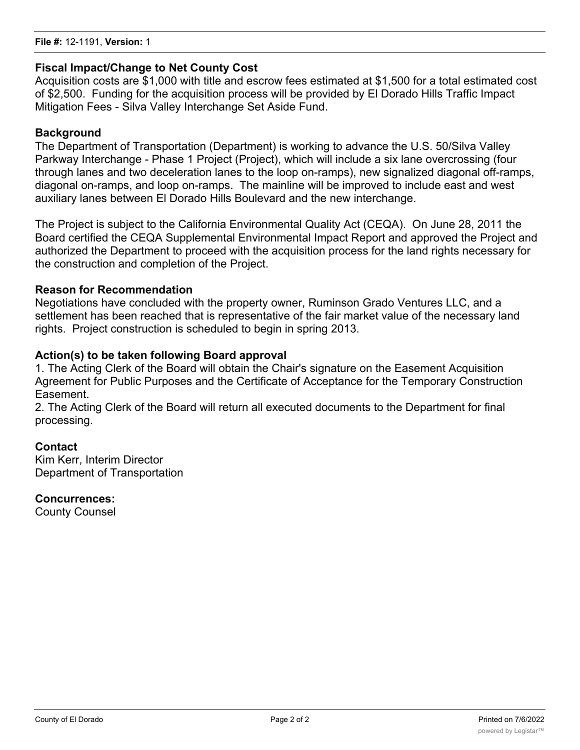**Fiscal Impact/Change to Net County Cost**

Acquisition costs are $1,000 with title and escrow fees estimated at $1,500 for a total estimated cost of $2,500. Funding for the acquisition process will be provided by El Dorado Hills Traffic Impact Mitigation Fees - Silva Valley Interchange Set Aside Fund.

**Background**

The Department of Transportation (Department) is working to advance the U.S. 50/Silva Valley Parkway Interchange - Phase 1 Project (Project), which will include a six lane overcrossing (four through lanes and two deceleration lanes to the loop on-ramps), new signalized diagonal off-ramps, diagonal on-ramps, and loop on-ramps. The mainline will be improved to include east and west auxiliary lanes between El Dorado Hills Boulevard and the new interchange.

The Project is subject to the California Environmental Quality Act (CEQA). On June 28, 2011 the Board certified the CEQA Supplemental Environmental Impact Report and approved the Project and authorized the Department to proceed with the acquisition process for the land rights necessary for the construction and completion of the Project.

**Reason for Recommendation**

Negotiations have concluded with the property owner, Ruminson Grado Ventures LLC, and a settlement has been reached that is representative of the fair market value of the necessary land rights. Project construction is scheduled to begin in spring 2013.

**Action(s) to be taken following Board approval**

1. The Acting Clerk of the Board will obtain the Chair's signature on the Easement Acquisition Agreement for Public Purposes and the Certificate of Acceptance for the Temporary Construction Easement.
2. The Acting Clerk of the Board will return all executed documents to the Department for final processing.

**Contact**

Kim Kerr, Interim Director
Department of Transportation

**Concurrences:**

County Counsel